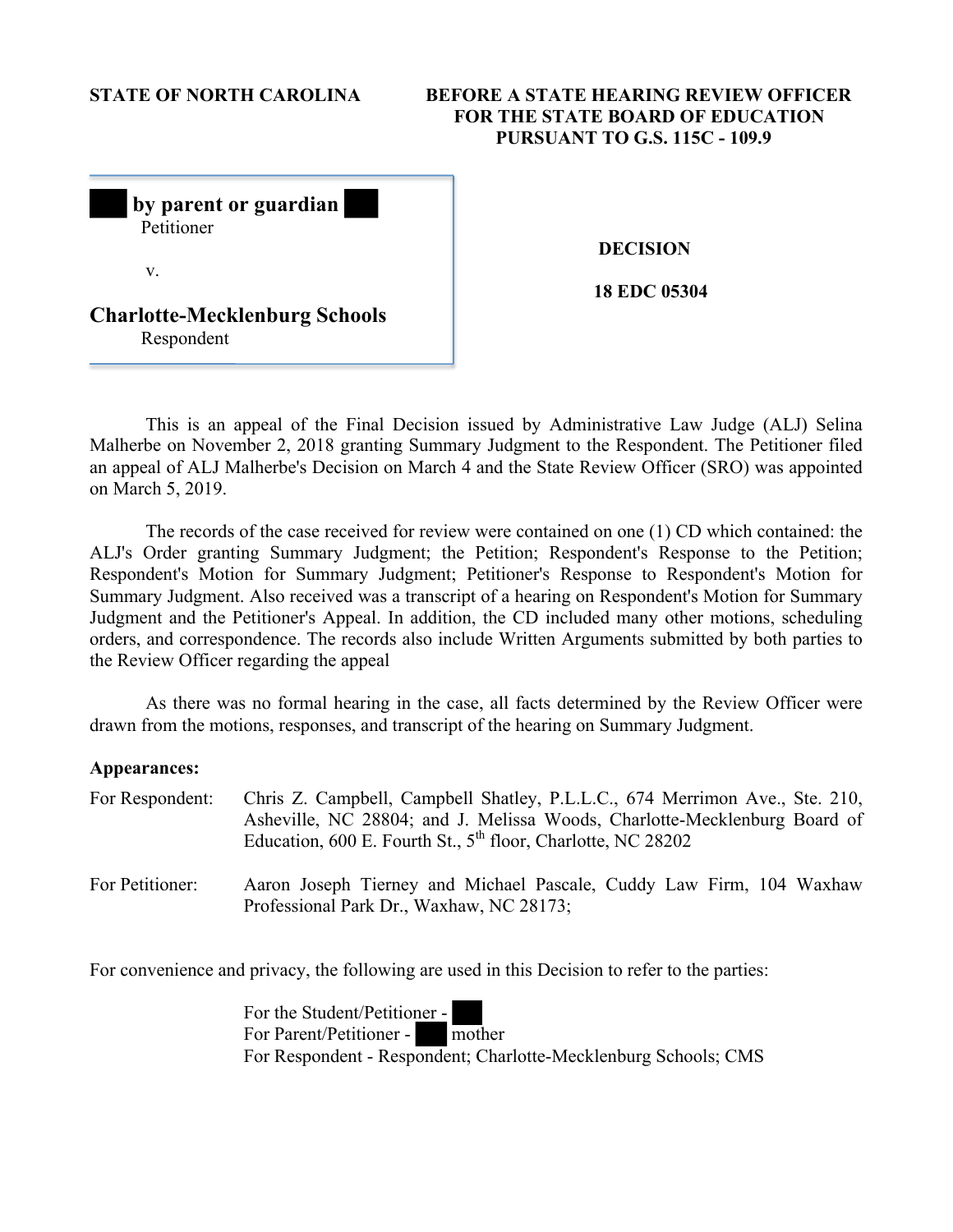**STATE OF NORTH CAROLINA**

**BEFORE A STATE HEARING REVIEW OFFICER FOR THE STATE BOARD OF EDUCATION PURSUANT TO G.S. 115C - 109.9**

**by parent or guardian**
Petitioner

v.

**Charlotte-Mecklenburg Schools**
Respondent

**DECISION**

**18 EDC 05304**

This is an appeal of the Final Decision issued by Administrative Law Judge (ALJ) Selina Malherbe on November 2, 2018 granting Summary Judgment to the Respondent. The Petitioner filed an appeal of ALJ Malherbe's Decision on March 4 and the State Review Officer (SRO) was appointed on March 5, 2019.

The records of the case received for review were contained on one (1) CD which contained: the ALJ's Order granting Summary Judgment; the Petition; Respondent's Response to the Petition; Respondent's Motion for Summary Judgment; Petitioner's Response to Respondent's Motion for Summary Judgment. Also received was a transcript of a hearing on Respondent's Motion for Summary Judgment and the Petitioner's Appeal. In addition, the CD included many other motions, scheduling orders, and correspondence. The records also include Written Arguments submitted by both parties to the Review Officer regarding the appeal

As there was no formal hearing in the case, all facts determined by the Review Officer were drawn from the motions, responses, and transcript of the hearing on Summary Judgment.

**Appearances:**

For Respondent: Chris Z. Campbell, Campbell Shatley, P.L.L.C., 674 Merrimon Ave., Ste. 210, Asheville, NC 28804; and J. Melissa Woods, Charlotte-Mecklenburg Board of Education, 600 E. Fourth St., 5th floor, Charlotte, NC 28202

For Petitioner: Aaron Joseph Tierney and Michael Pascale, Cuddy Law Firm, 104 Waxhaw Professional Park Dr., Waxhaw, NC 28173;

For convenience and privacy, the following are used in this Decision to refer to the parties:

For the Student/Petitioner -
For Parent/Petitioner - mother
For Respondent - Respondent; Charlotte-Mecklenburg Schools; CMS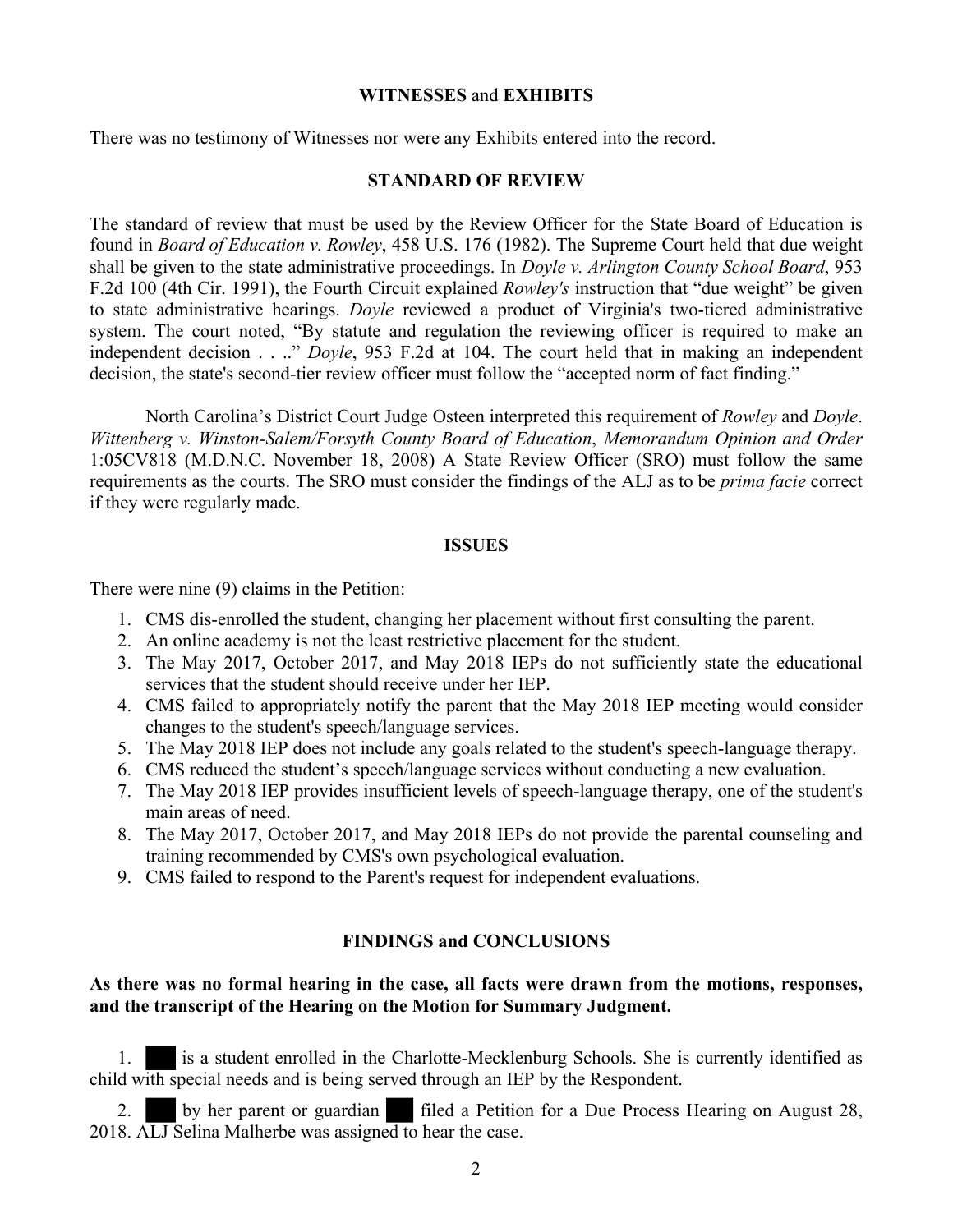## WITNESSES and EXHIBITS

There was no testimony of Witnesses nor were any Exhibits entered into the record.

## STANDARD OF REVIEW

The standard of review that must be used by the Review Officer for the State Board of Education is found in *Board of Education v. Rowley*, 458 U.S. 176 (1982). The Supreme Court held that due weight shall be given to the state administrative proceedings. In *Doyle v. Arlington County School Board*, 953 F.2d 100 (4th Cir. 1991), the Fourth Circuit explained *Rowley's* instruction that "due weight" be given to state administrative hearings. *Doyle* reviewed a product of Virginia's two-tiered administrative system. The court noted, "By statute and regulation the reviewing officer is required to make an independent decision . . .." *Doyle*, 953 F.2d at 104. The court held that in making an independent decision, the state's second-tier review officer must follow the "accepted norm of fact finding."

North Carolina's District Court Judge Osteen interpreted this requirement of *Rowley* and *Doyle*. *Wittenberg v. Winston-Salem/Forsyth County Board of Education*, *Memorandum Opinion and Order* 1:05CV818 (M.D.N.C. November 18, 2008) A State Review Officer (SRO) must follow the same requirements as the courts. The SRO must consider the findings of the ALJ as to be *prima facie* correct if they were regularly made.

## ISSUES

There were nine (9) claims in the Petition:

1. CMS dis-enrolled the student, changing her placement without first consulting the parent.
2. An online academy is not the least restrictive placement for the student.
3. The May 2017, October 2017, and May 2018 IEPs do not sufficiently state the educational services that the student should receive under her IEP.
4. CMS failed to appropriately notify the parent that the May 2018 IEP meeting would consider changes to the student's speech/language services.
5. The May 2018 IEP does not include any goals related to the student's speech-language therapy.
6. CMS reduced the student's speech/language services without conducting a new evaluation.
7. The May 2018 IEP provides insufficient levels of speech-language therapy, one of the student's main areas of need.
8. The May 2017, October 2017, and May 2018 IEPs do not provide the parental counseling and training recommended by CMS's own psychological evaluation.
9. CMS failed to respond to the Parent's request for independent evaluations.

## FINDINGS and CONCLUSIONS

**As there was no formal hearing in the case, all facts were drawn from the motions, responses, and the transcript of the Hearing on the Motion for Summary Judgment.**

1. ███ is a student enrolled in the Charlotte-Mecklenburg Schools. She is currently identified as child with special needs and is being served through an IEP by the Respondent.

2. ███ by her parent or guardian ███ filed a Petition for a Due Process Hearing on August 28, 2018. ALJ Selina Malherbe was assigned to hear the case.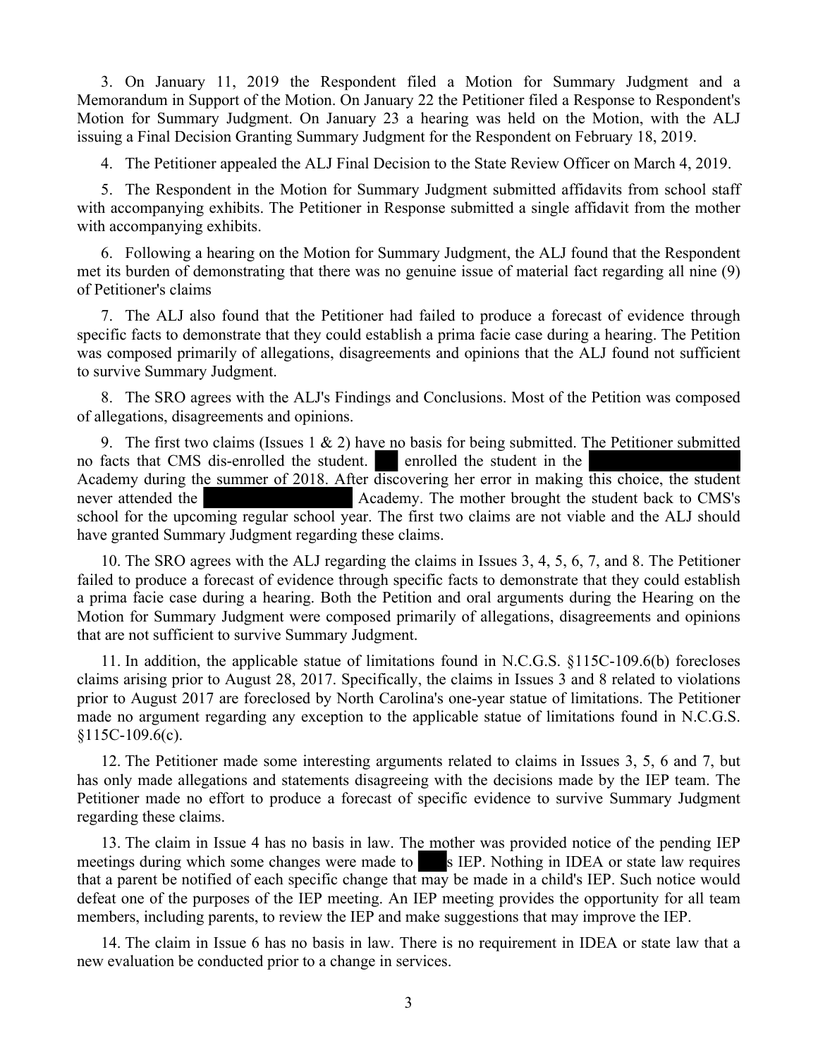3. On January 11, 2019 the Respondent filed a Motion for Summary Judgment and a Memorandum in Support of the Motion. On January 22 the Petitioner filed a Response to Respondent's Motion for Summary Judgment. On January 23 a hearing was held on the Motion, with the ALJ issuing a Final Decision Granting Summary Judgment for the Respondent on February 18, 2019.

4. The Petitioner appealed the ALJ Final Decision to the State Review Officer on March 4, 2019.

5. The Respondent in the Motion for Summary Judgment submitted affidavits from school staff with accompanying exhibits. The Petitioner in Response submitted a single affidavit from the mother with accompanying exhibits.

6. Following a hearing on the Motion for Summary Judgment, the ALJ found that the Respondent met its burden of demonstrating that there was no genuine issue of material fact regarding all nine (9) of Petitioner's claims

7. The ALJ also found that the Petitioner had failed to produce a forecast of evidence through specific facts to demonstrate that they could establish a prima facie case during a hearing. The Petition was composed primarily of allegations, disagreements and opinions that the ALJ found not sufficient to survive Summary Judgment.

8. The SRO agrees with the ALJ's Findings and Conclusions. Most of the Petition was composed of allegations, disagreements and opinions.

9. The first two claims (Issues 1 & 2) have no basis for being submitted. The Petitioner submitted no facts that CMS dis-enrolled the student. [REDACTED] enrolled the student in the [REDACTED] Academy during the summer of 2018. After discovering her error in making this choice, the student never attended the [REDACTED] Academy. The mother brought the student back to CMS's school for the upcoming regular school year. The first two claims are not viable and the ALJ should have granted Summary Judgment regarding these claims.

10. The SRO agrees with the ALJ regarding the claims in Issues 3, 4, 5, 6, 7, and 8. The Petitioner failed to produce a forecast of evidence through specific facts to demonstrate that they could establish a prima facie case during a hearing. Both the Petition and oral arguments during the Hearing on the Motion for Summary Judgment were composed primarily of allegations, disagreements and opinions that are not sufficient to survive Summary Judgment.

11. In addition, the applicable statue of limitations found in N.C.G.S. §115C-109.6(b) forecloses claims arising prior to August 28, 2017. Specifically, the claims in Issues 3 and 8 related to violations prior to August 2017 are foreclosed by North Carolina's one-year statue of limitations. The Petitioner made no argument regarding any exception to the applicable statue of limitations found in N.C.G.S. §115C-109.6(c).

12. The Petitioner made some interesting arguments related to claims in Issues 3, 5, 6 and 7, but has only made allegations and statements disagreeing with the decisions made by the IEP team. The Petitioner made no effort to produce a forecast of specific evidence to survive Summary Judgment regarding these claims.

13. The claim in Issue 4 has no basis in law. The mother was provided notice of the pending IEP meetings during which some changes were made to [REDACTED]s IEP. Nothing in IDEA or state law requires that a parent be notified of each specific change that may be made in a child's IEP. Such notice would defeat one of the purposes of the IEP meeting. An IEP meeting provides the opportunity for all team members, including parents, to review the IEP and make suggestions that may improve the IEP.

14. The claim in Issue 6 has no basis in law. There is no requirement in IDEA or state law that a new evaluation be conducted prior to a change in services.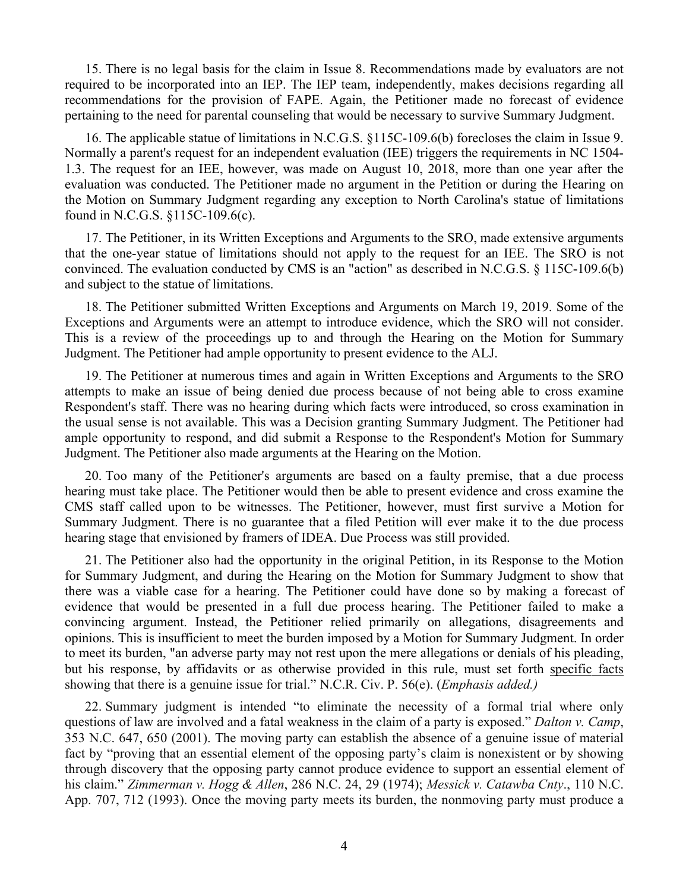15. There is no legal basis for the claim in Issue 8. Recommendations made by evaluators are not required to be incorporated into an IEP. The IEP team, independently, makes decisions regarding all recommendations for the provision of FAPE. Again, the Petitioner made no forecast of evidence pertaining to the need for parental counseling that would be necessary to survive Summary Judgment.

16. The applicable statue of limitations in N.C.G.S. §115C-109.6(b) forecloses the claim in Issue 9. Normally a parent's request for an independent evaluation (IEE) triggers the requirements in NC 1504-1.3. The request for an IEE, however, was made on August 10, 2018, more than one year after the evaluation was conducted. The Petitioner made no argument in the Petition or during the Hearing on the Motion on Summary Judgment regarding any exception to North Carolina's statue of limitations found in N.C.G.S. §115C-109.6(c).

17. The Petitioner, in its Written Exceptions and Arguments to the SRO, made extensive arguments that the one-year statue of limitations should not apply to the request for an IEE. The SRO is not convinced. The evaluation conducted by CMS is an "action" as described in N.C.G.S. § 115C-109.6(b) and subject to the statue of limitations.

18. The Petitioner submitted Written Exceptions and Arguments on March 19, 2019. Some of the Exceptions and Arguments were an attempt to introduce evidence, which the SRO will not consider. This is a review of the proceedings up to and through the Hearing on the Motion for Summary Judgment. The Petitioner had ample opportunity to present evidence to the ALJ.

19. The Petitioner at numerous times and again in Written Exceptions and Arguments to the SRO attempts to make an issue of being denied due process because of not being able to cross examine Respondent's staff. There was no hearing during which facts were introduced, so cross examination in the usual sense is not available. This was a Decision granting Summary Judgment. The Petitioner had ample opportunity to respond, and did submit a Response to the Respondent's Motion for Summary Judgment. The Petitioner also made arguments at the Hearing on the Motion.

20. Too many of the Petitioner's arguments are based on a faulty premise, that a due process hearing must take place. The Petitioner would then be able to present evidence and cross examine the CMS staff called upon to be witnesses. The Petitioner, however, must first survive a Motion for Summary Judgment. There is no guarantee that a filed Petition will ever make it to the due process hearing stage that envisioned by framers of IDEA. Due Process was still provided.

21. The Petitioner also had the opportunity in the original Petition, in its Response to the Motion for Summary Judgment, and during the Hearing on the Motion for Summary Judgment to show that there was a viable case for a hearing. The Petitioner could have done so by making a forecast of evidence that would be presented in a full due process hearing. The Petitioner failed to make a convincing argument. Instead, the Petitioner relied primarily on allegations, disagreements and opinions. This is insufficient to meet the burden imposed by a Motion for Summary Judgment. In order to meet its burden, "an adverse party may not rest upon the mere allegations or denials of his pleading, but his response, by affidavits or as otherwise provided in this rule, must set forth <u>specific facts</u> showing that there is a genuine issue for trial." N.C.R. Civ. P. 56(e). (*Emphasis added.)*

22. Summary judgment is intended "to eliminate the necessity of a formal trial where only questions of law are involved and a fatal weakness in the claim of a party is exposed." *Dalton v. Camp*, 353 N.C. 647, 650 (2001). The moving party can establish the absence of a genuine issue of material fact by "proving that an essential element of the opposing party's claim is nonexistent or by showing through discovery that the opposing party cannot produce evidence to support an essential element of his claim." *Zimmerman v. Hogg & Allen*, 286 N.C. 24, 29 (1974); *Messick v. Catawba Cnty*., 110 N.C. App. 707, 712 (1993). Once the moving party meets its burden, the nonmoving party must produce a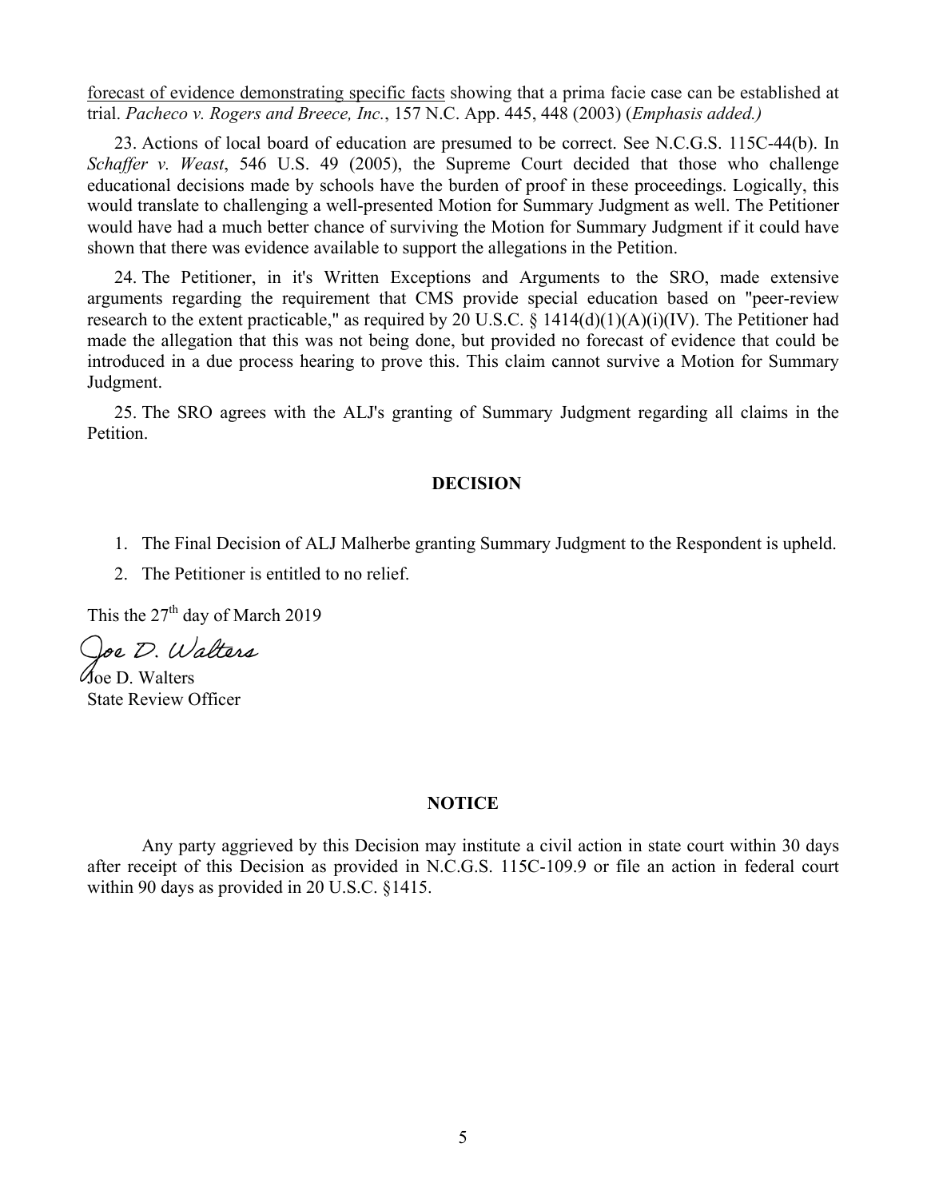forecast of evidence demonstrating specific facts showing that a prima facie case can be established at trial. *Pacheco v. Rogers and Breece, Inc.*, 157 N.C. App. 445, 448 (2003) (*Emphasis added.)*

23. Actions of local board of education are presumed to be correct. See N.C.G.S. 115C-44(b). In *Schaffer v. Weast*, 546 U.S. 49 (2005), the Supreme Court decided that those who challenge educational decisions made by schools have the burden of proof in these proceedings. Logically, this would translate to challenging a well-presented Motion for Summary Judgment as well. The Petitioner would have had a much better chance of surviving the Motion for Summary Judgment if it could have shown that there was evidence available to support the allegations in the Petition.

24. The Petitioner, in it's Written Exceptions and Arguments to the SRO, made extensive arguments regarding the requirement that CMS provide special education based on "peer-review research to the extent practicable," as required by 20 U.S.C. § 1414(d)(1)(A)(i)(IV). The Petitioner had made the allegation that this was not being done, but provided no forecast of evidence that could be introduced in a due process hearing to prove this. This claim cannot survive a Motion for Summary Judgment.

25. The SRO agrees with the ALJ's granting of Summary Judgment regarding all claims in the Petition.

## DECISION

1. The Final Decision of ALJ Malherbe granting Summary Judgment to the Respondent is upheld.
2. The Petitioner is entitled to no relief.

This the 27th day of March 2019

*Joe D. Walters*

Joe D. Walters
State Review Officer

## NOTICE

Any party aggrieved by this Decision may institute a civil action in state court within 30 days after receipt of this Decision as provided in N.C.G.S. 115C-109.9 or file an action in federal court within 90 days as provided in 20 U.S.C. §1415.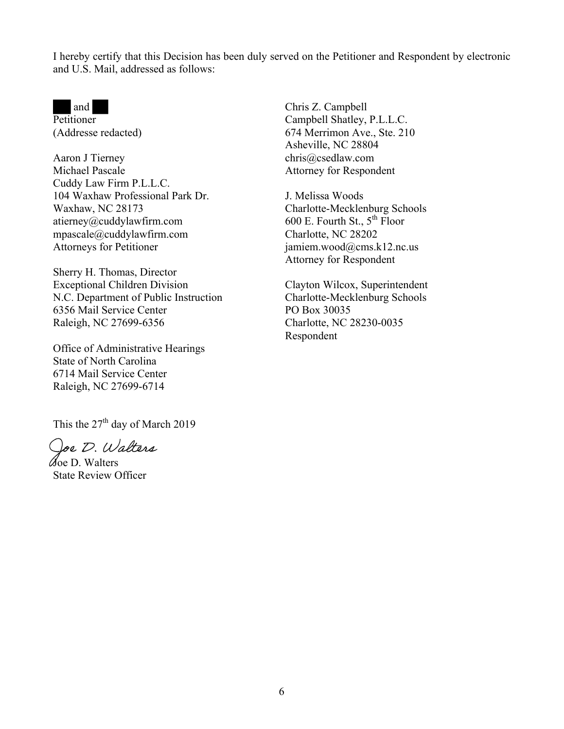I hereby certify that this Decision has been duly served on the Petitioner and Respondent by electronic and U.S. Mail, addressed as follows:

██ and ██  
Petitioner  
(Addresse redacted)

Aaron J Tierney  
Michael Pascale  
Cuddy Law Firm P.L.L.C.  
104 Waxhaw Professional Park Dr.  
Waxhaw, NC 28173  
atierney@cuddylawfirm.com  
mpascale@cuddylawfirm.com  
Attorneys for Petitioner

Sherry H. Thomas, Director  
Exceptional Children Division  
N.C. Department of Public Instruction  
6356 Mail Service Center  
Raleigh, NC 27699-6356

Office of Administrative Hearings  
State of North Carolina  
6714 Mail Service Center  
Raleigh, NC 27699-6714

Chris Z. Campbell  
Campbell Shatley, P.L.L.C.  
674 Merrimon Ave., Ste. 210  
Asheville, NC 28804  
chris@csedlaw.com  
Attorney for Respondent

J. Melissa Woods  
Charlotte-Mecklenburg Schools  
600 E. Fourth St., 5th Floor  
Charlotte, NC 28202  
jamiem.wood@cms.k12.nc.us  
Attorney for Respondent

Clayton Wilcox, Superintendent  
Charlotte-Mecklenburg Schools  
PO Box 30035  
Charlotte, NC 28230-0035  
Respondent

This the 27th day of March 2019

*Joe D. Walters*  
Joe D. Walters  
State Review Officer